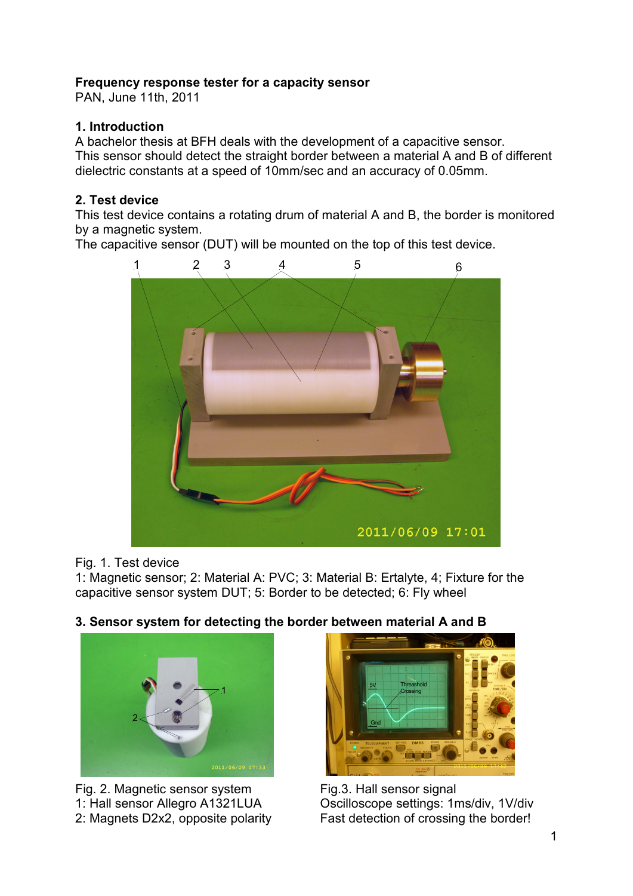**Frequency response tester for a capacity sensor**
PAN, June 11th, 2011

## 1. Introduction

A bachelor thesis at BFH deals with the development of a capacitive sensor.
This sensor should detect the straight border between a material A and B of different dielectric constants at a speed of 10mm/sec and an accuracy of 0.05mm.

## 2. Test device

This test device contains a rotating drum of material A and B, the border is monitored by a magnetic system.
The capacitive sensor (DUT) will be mounted on the top of this test device.

Fig. 1. Test device
1: Magnetic sensor; 2: Material A: PVC; 3: Material B: Ertalyte, 4; Fixture for the capacitive sensor system DUT; 5: Border to be detected; 6: Fly wheel

## 3. Sensor system for detecting the border between material A and B

Fig. 2. Magnetic sensor system
1: Hall sensor Allegro A1321LUA
2: Magnets D2x2, opposite polarity

Fig.3. Hall sensor signal
Oscilloscope settings: 1ms/div, 1V/div
Fast detection of crossing the border!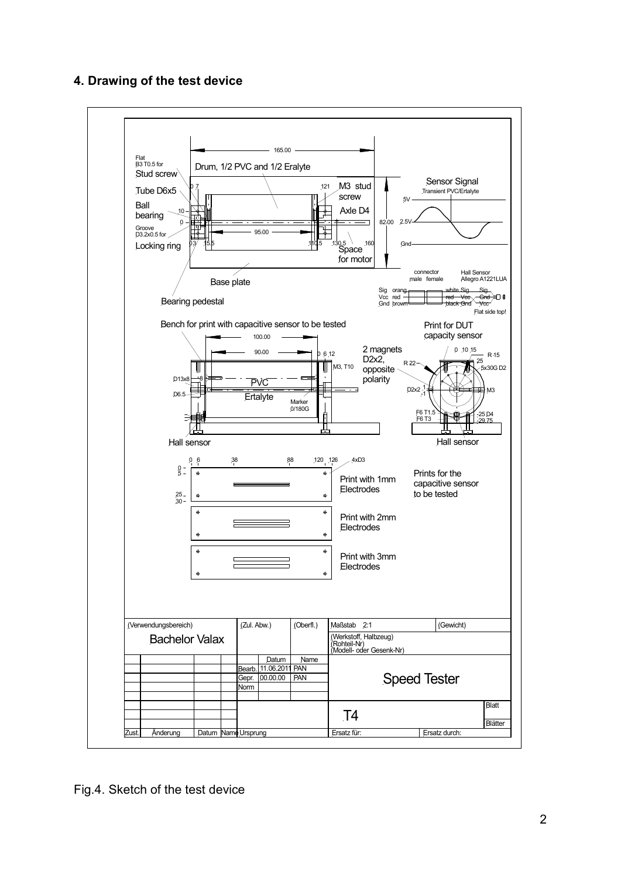## 4. Drawing of the test device

Flat
B3 T0.5 for
Stud screw

Drum, 1/2 PVC and 1/2 Eralyte

165.00

Tube D6x5

Ball bearing

Groove D3.2x0.5 for
Locking ring

0 7

10

0

95.00

0 3

15.5

121

110.5

130.5

160

M3 stud screw

Axle D4

Space for motor

82.00

Sensor Signal
Transient PVC/Ertalyte

5V

2.5V

Gnd

Base plate

Bearing pedestal

connector
male female

Hall Sensor
Allegro A1221LUA

Sig orang
Vcc red
Gnd brown

white Sig
red Vcc
black Gnd

Sig
Gnd
Vcc

Flat side top!

Bench for print with capacitive sensor to be tested

100.00

90.00

0 6 12

M3, T10

D13x8

8

D6.5

PVC

Ertalyte

Marker 0/180G

Hall sensor

2 magnets D2x2, opposite polarity

Print for DUT capacity sensor

0 10 15

R 22

R 15

25

5x30G D2

D2x2

M3

F6 T1.5
F6 T3

-25 D4
-29.75

Hall sensor

0 6 38 88 120 126

4xD3

0
5

25
30

Print with 1mm Electrodes

Print with 2mm Electrodes

Print with 3mm Electrodes

Prints for the capacitive sensor to be tested

| | | | | | | | |
|---|---|---|---|---|---|---|---|
| (Verwendungsbereich) | | | (Zul. Abw.) | (Oberfl.) | Maßstab 2:1 | | (Gewicht) |
| Bachelor Valax | | | | | (Werkstoff, Halbzeug) (Rohteil-Nr) (Modell- oder Gesenk-Nr) | | |
| | | | | Datum | Name | | |
| | | | Bearb. | 11.06.2011 | PAN | Speed Tester | |
| | | | Gepr. | 00.00.00 | PAN | | |
| | | | Norm | | | | |
| | | | | | | T4 | Blatt |
| | | | | | | | Blätter |
| Zust. | Änderung | Datum | Name | Ursprung | | Ersatz für: | Ersatz durch: |

Fig.4. Sketch of the test device